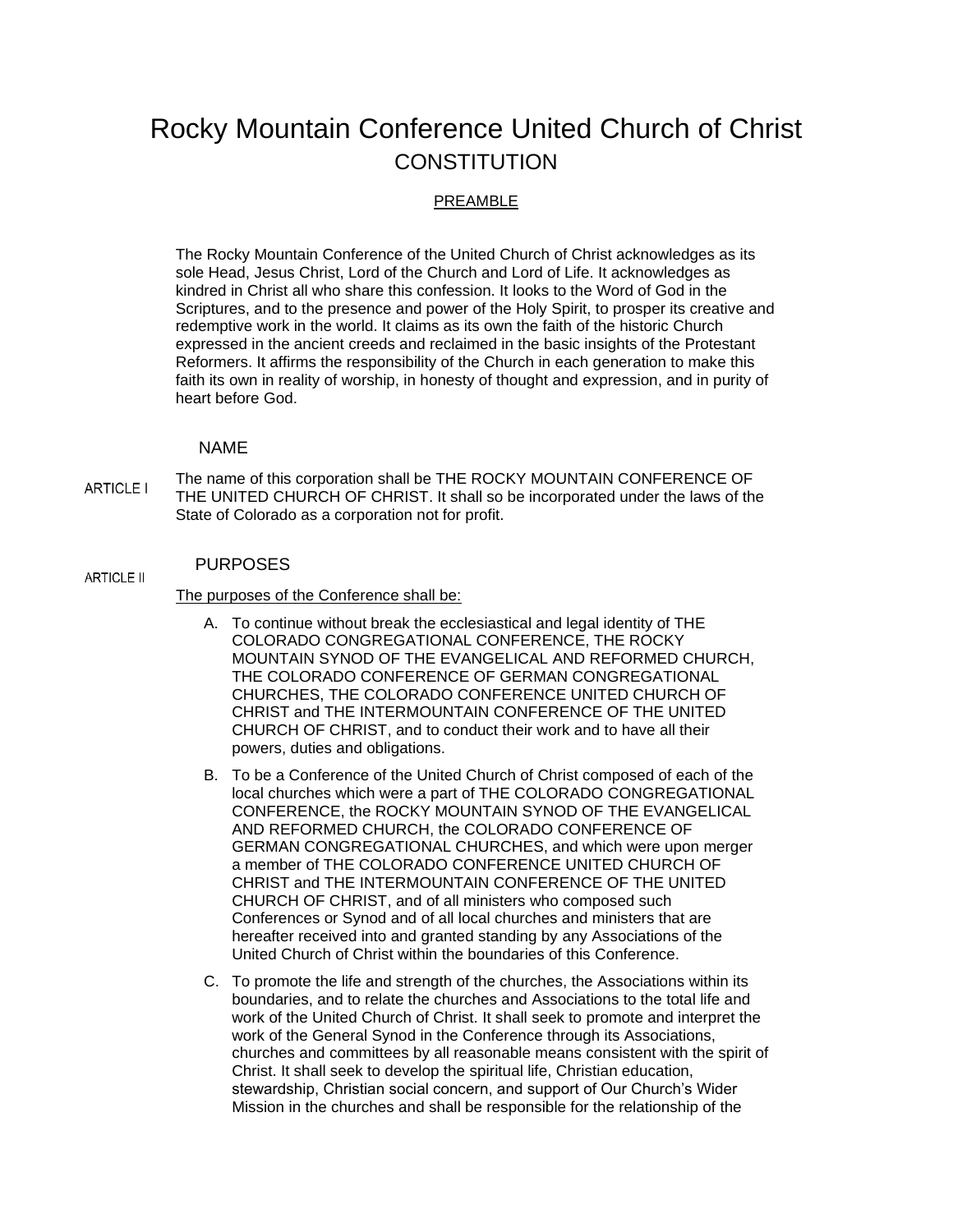# Rocky Mountain Conference United Church of Christ
## CONSTITUTION

### PREAMBLE

The Rocky Mountain Conference of the United Church of Christ acknowledges as its sole Head, Jesus Christ, Lord of the Church and Lord of Life. It acknowledges as kindred in Christ all who share this confession. It looks to the Word of God in the Scriptures, and to the presence and power of the Holy Spirit, to prosper its creative and redemptive work in the world. It claims as its own the faith of the historic Church expressed in the ancient creeds and reclaimed in the basic insights of the Protestant Reformers. It affirms the responsibility of the Church in each generation to make this faith its own in reality of worship, in honesty of thought and expression, and in purity of heart before God.

### ARTICLE I — NAME

The name of this corporation shall be THE ROCKY MOUNTAIN CONFERENCE OF THE UNITED CHURCH OF CHRIST. It shall so be incorporated under the laws of the State of Colorado as a corporation not for profit.

### ARTICLE II — PURPOSES

The purposes of the Conference shall be:

A. To continue without break the ecclesiastical and legal identity of THE COLORADO CONGREGATIONAL CONFERENCE, THE ROCKY MOUNTAIN SYNOD OF THE EVANGELICAL AND REFORMED CHURCH, THE COLORADO CONFERENCE OF GERMAN CONGREGATIONAL CHURCHES, THE COLORADO CONFERENCE UNITED CHURCH OF CHRIST and THE INTERMOUNTAIN CONFERENCE OF THE UNITED CHURCH OF CHRIST, and to conduct their work and to have all their powers, duties and obligations.

B. To be a Conference of the United Church of Christ composed of each of the local churches which were a part of THE COLORADO CONGREGATIONAL CONFERENCE, the ROCKY MOUNTAIN SYNOD OF THE EVANGELICAL AND REFORMED CHURCH, the COLORADO CONFERENCE OF GERMAN CONGREGATIONAL CHURCHES, and which were upon merger a member of THE COLORADO CONFERENCE UNITED CHURCH OF CHRIST and THE INTERMOUNTAIN CONFERENCE OF THE UNITED CHURCH OF CHRIST, and of all ministers who composed such Conferences or Synod and of all local churches and ministers that are hereafter received into and granted standing by any Associations of the United Church of Christ within the boundaries of this Conference.

C. To promote the life and strength of the churches, the Associations within its boundaries, and to relate the churches and Associations to the total life and work of the United Church of Christ. It shall seek to promote and interpret the work of the General Synod in the Conference through its Associations, churches and committees by all reasonable means consistent with the spirit of Christ. It shall seek to develop the spiritual life, Christian education, stewardship, Christian social concern, and support of Our Church's Wider Mission in the churches and shall be responsible for the relationship of the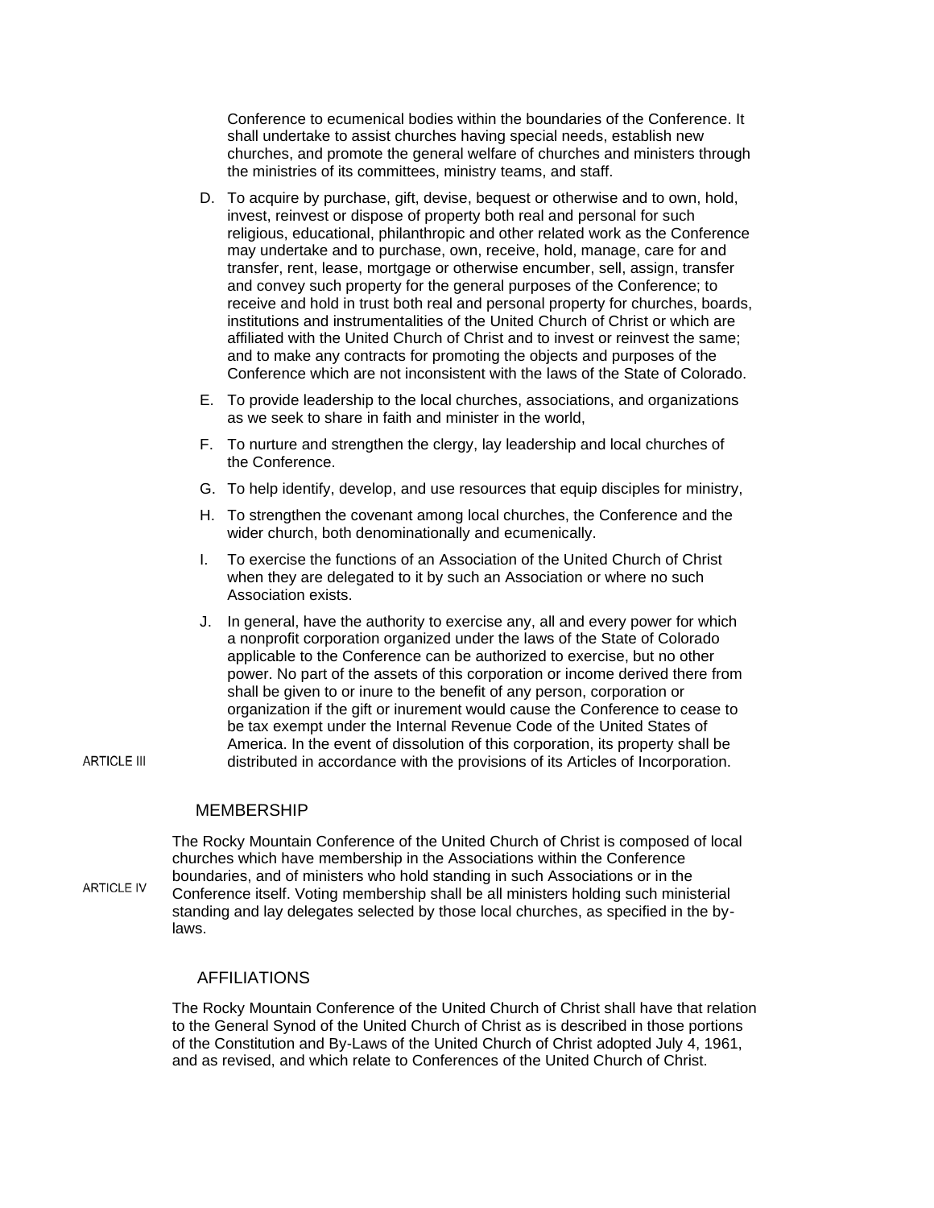Conference to ecumenical bodies within the boundaries of the Conference. It shall undertake to assist churches having special needs, establish new churches, and promote the general welfare of churches and ministers through the ministries of its committees, ministry teams, and staff.

D. To acquire by purchase, gift, devise, bequest or otherwise and to own, hold, invest, reinvest or dispose of property both real and personal for such religious, educational, philanthropic and other related work as the Conference may undertake and to purchase, own, receive, hold, manage, care for and transfer, rent, lease, mortgage or otherwise encumber, sell, assign, transfer and convey such property for the general purposes of the Conference; to receive and hold in trust both real and personal property for churches, boards, institutions and instrumentalities of the United Church of Christ or which are affiliated with the United Church of Christ and to invest or reinvest the same; and to make any contracts for promoting the objects and purposes of the Conference which are not inconsistent with the laws of the State of Colorado.

E. To provide leadership to the local churches, associations, and organizations as we seek to share in faith and minister in the world,

F. To nurture and strengthen the clergy, lay leadership and local churches of the Conference.

G. To help identify, develop, and use resources that equip disciples for ministry,

H. To strengthen the covenant among local churches, the Conference and the wider church, both denominationally and ecumenically.

I. To exercise the functions of an Association of the United Church of Christ when they are delegated to it by such an Association or where no such Association exists.

J. In general, have the authority to exercise any, all and every power for which a nonprofit corporation organized under the laws of the State of Colorado applicable to the Conference can be authorized to exercise, but no other power. No part of the assets of this corporation or income derived there from shall be given to or inure to the benefit of any person, corporation or organization if the gift or inurement would cause the Conference to cease to be tax exempt under the Internal Revenue Code of the United States of America. In the event of dissolution of this corporation, its property shall be distributed in accordance with the provisions of its Articles of Incorporation.

## ARTICLE III

## MEMBERSHIP

The Rocky Mountain Conference of the United Church of Christ is composed of local churches which have membership in the Associations within the Conference boundaries, and of ministers who hold standing in such Associations or in the Conference itself. Voting membership shall be all ministers holding such ministerial standing and lay delegates selected by those local churches, as specified in the by-laws.

## ARTICLE IV

## AFFILIATIONS

The Rocky Mountain Conference of the United Church of Christ shall have that relation to the General Synod of the United Church of Christ as is described in those portions of the Constitution and By-Laws of the United Church of Christ adopted July 4, 1961, and as revised, and which relate to Conferences of the United Church of Christ.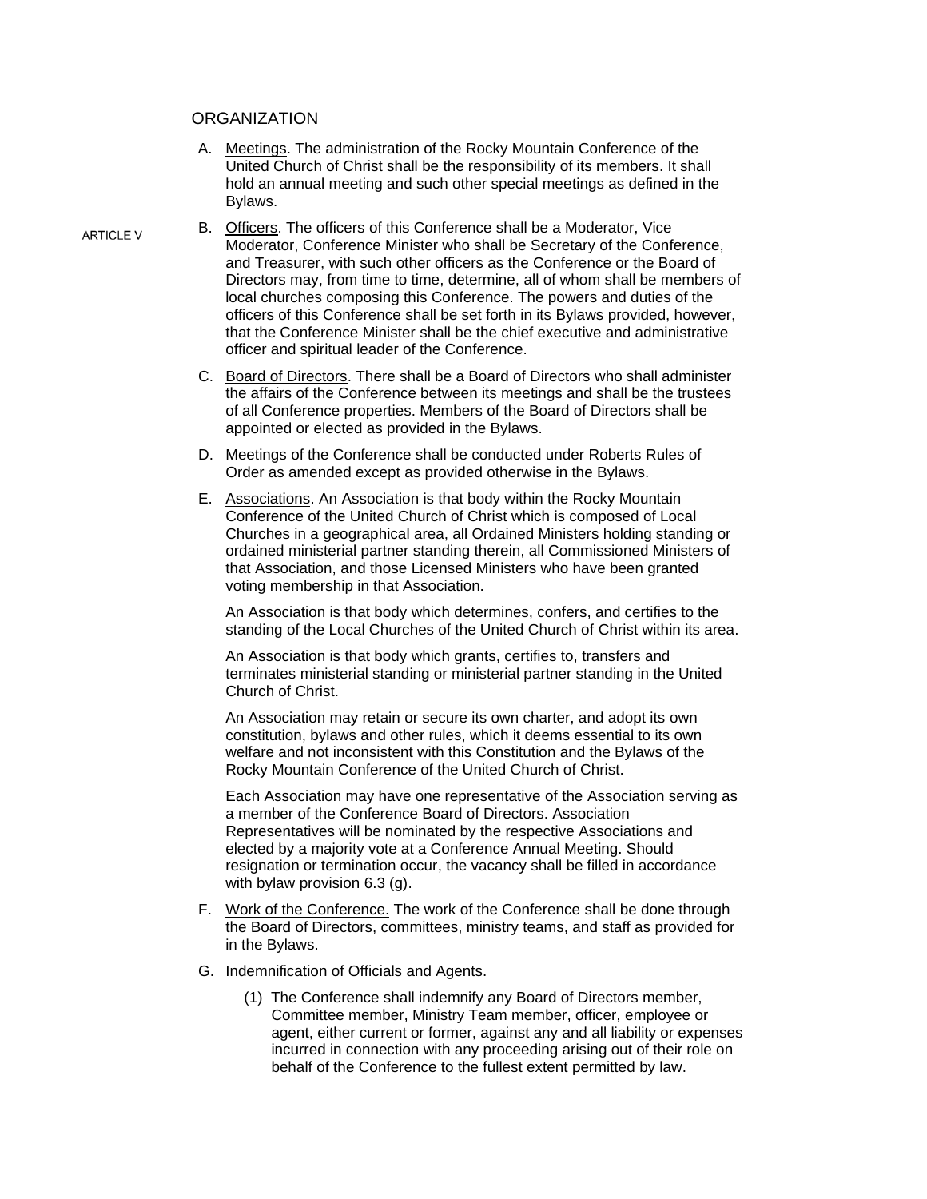## ARTICLE V

## ORGANIZATION

A. Meetings. The administration of the Rocky Mountain Conference of the United Church of Christ shall be the responsibility of its members. It shall hold an annual meeting and such other special meetings as defined in the Bylaws.

B. Officers. The officers of this Conference shall be a Moderator, Vice Moderator, Conference Minister who shall be Secretary of the Conference, and Treasurer, with such other officers as the Conference or the Board of Directors may, from time to time, determine, all of whom shall be members of local churches composing this Conference. The powers and duties of the officers of this Conference shall be set forth in its Bylaws provided, however, that the Conference Minister shall be the chief executive and administrative officer and spiritual leader of the Conference.

C. Board of Directors. There shall be a Board of Directors who shall administer the affairs of the Conference between its meetings and shall be the trustees of all Conference properties. Members of the Board of Directors shall be appointed or elected as provided in the Bylaws.

D. Meetings of the Conference shall be conducted under Roberts Rules of Order as amended except as provided otherwise in the Bylaws.

E. Associations. An Association is that body within the Rocky Mountain Conference of the United Church of Christ which is composed of Local Churches in a geographical area, all Ordained Ministers holding standing or ordained ministerial partner standing therein, all Commissioned Ministers of that Association, and those Licensed Ministers who have been granted voting membership in that Association.

   An Association is that body which determines, confers, and certifies to the standing of the Local Churches of the United Church of Christ within its area.

   An Association is that body which grants, certifies to, transfers and terminates ministerial standing or ministerial partner standing in the United Church of Christ.

   An Association may retain or secure its own charter, and adopt its own constitution, bylaws and other rules, which it deems essential to its own welfare and not inconsistent with this Constitution and the Bylaws of the Rocky Mountain Conference of the United Church of Christ.

   Each Association may have one representative of the Association serving as a member of the Conference Board of Directors. Association Representatives will be nominated by the respective Associations and elected by a majority vote at a Conference Annual Meeting. Should resignation or termination occur, the vacancy shall be filled in accordance with bylaw provision 6.3 (g).

F. Work of the Conference. The work of the Conference shall be done through the Board of Directors, committees, ministry teams, and staff as provided for in the Bylaws.

G. Indemnification of Officials and Agents.

   (1) The Conference shall indemnify any Board of Directors member, Committee member, Ministry Team member, officer, employee or agent, either current or former, against any and all liability or expenses incurred in connection with any proceeding arising out of their role on behalf of the Conference to the fullest extent permitted by law.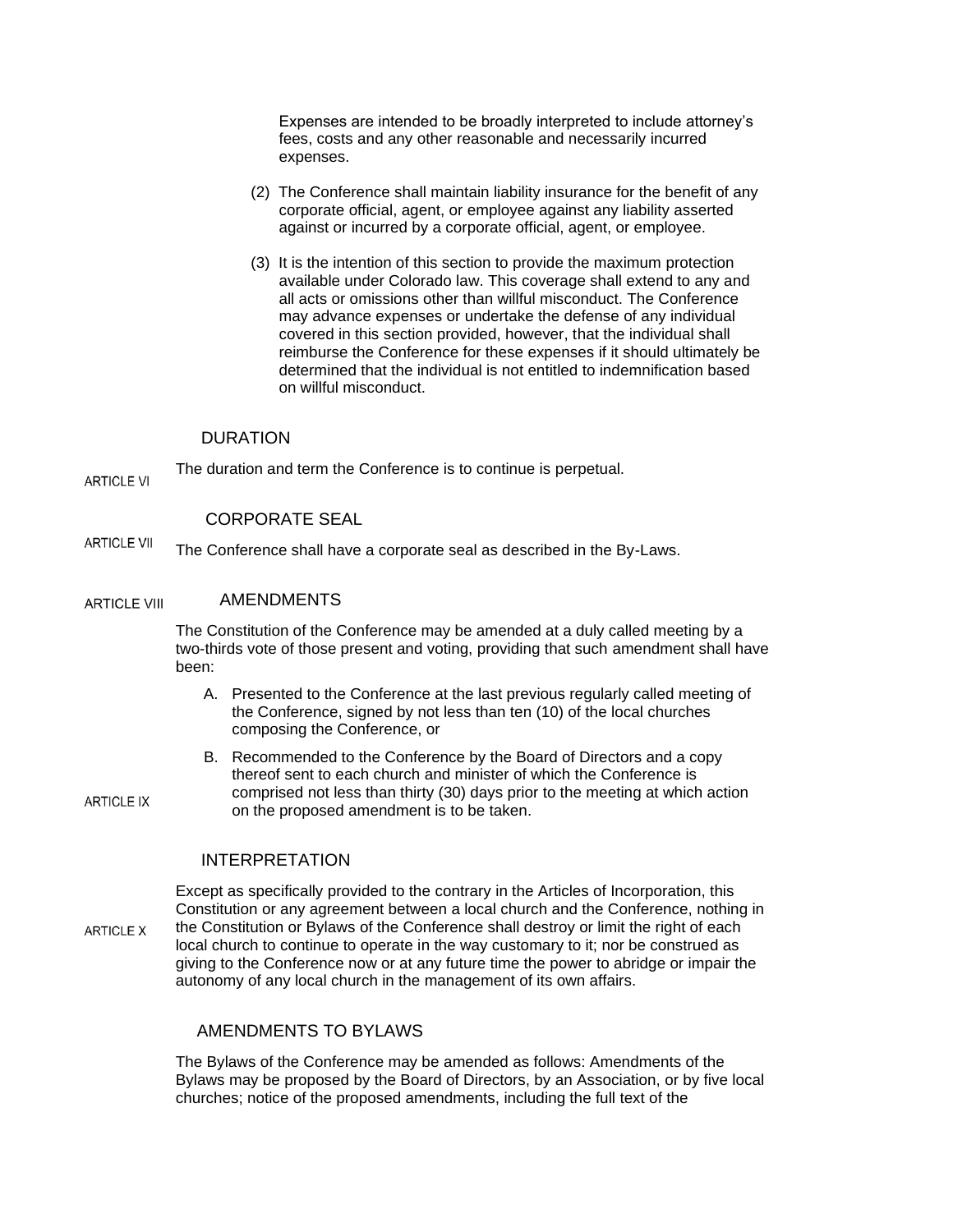Expenses are intended to be broadly interpreted to include attorney's fees, costs and any other reasonable and necessarily incurred expenses.

(2) The Conference shall maintain liability insurance for the benefit of any corporate official, agent, or employee against any liability asserted against or incurred by a corporate official, agent, or employee.

(3) It is the intention of this section to provide the maximum protection available under Colorado law. This coverage shall extend to any and all acts or omissions other than willful misconduct. The Conference may advance expenses or undertake the defense of any individual covered in this section provided, however, that the individual shall reimburse the Conference for these expenses if it should ultimately be determined that the individual is not entitled to indemnification based on willful misconduct.

## ARTICLE VI — DURATION

The duration and term the Conference is to continue is perpetual.

## ARTICLE VII — CORPORATE SEAL

The Conference shall have a corporate seal as described in the By-Laws.

## ARTICLE VIII — AMENDMENTS

The Constitution of the Conference may be amended at a duly called meeting by a two-thirds vote of those present and voting, providing that such amendment shall have been:

A. Presented to the Conference at the last previous regularly called meeting of the Conference, signed by not less than ten (10) of the local churches composing the Conference, or

B. Recommended to the Conference by the Board of Directors and a copy thereof sent to each church and minister of which the Conference is comprised not less than thirty (30) days prior to the meeting at which action on the proposed amendment is to be taken.

## ARTICLE IX — INTERPRETATION

Except as specifically provided to the contrary in the Articles of Incorporation, this Constitution or any agreement between a local church and the Conference, nothing in the Constitution or Bylaws of the Conference shall destroy or limit the right of each local church to continue to operate in the way customary to it; nor be construed as giving to the Conference now or at any future time the power to abridge or impair the autonomy of any local church in the management of its own affairs.

## ARTICLE X — AMENDMENTS TO BYLAWS

The Bylaws of the Conference may be amended as follows: Amendments of the Bylaws may be proposed by the Board of Directors, by an Association, or by five local churches; notice of the proposed amendments, including the full text of the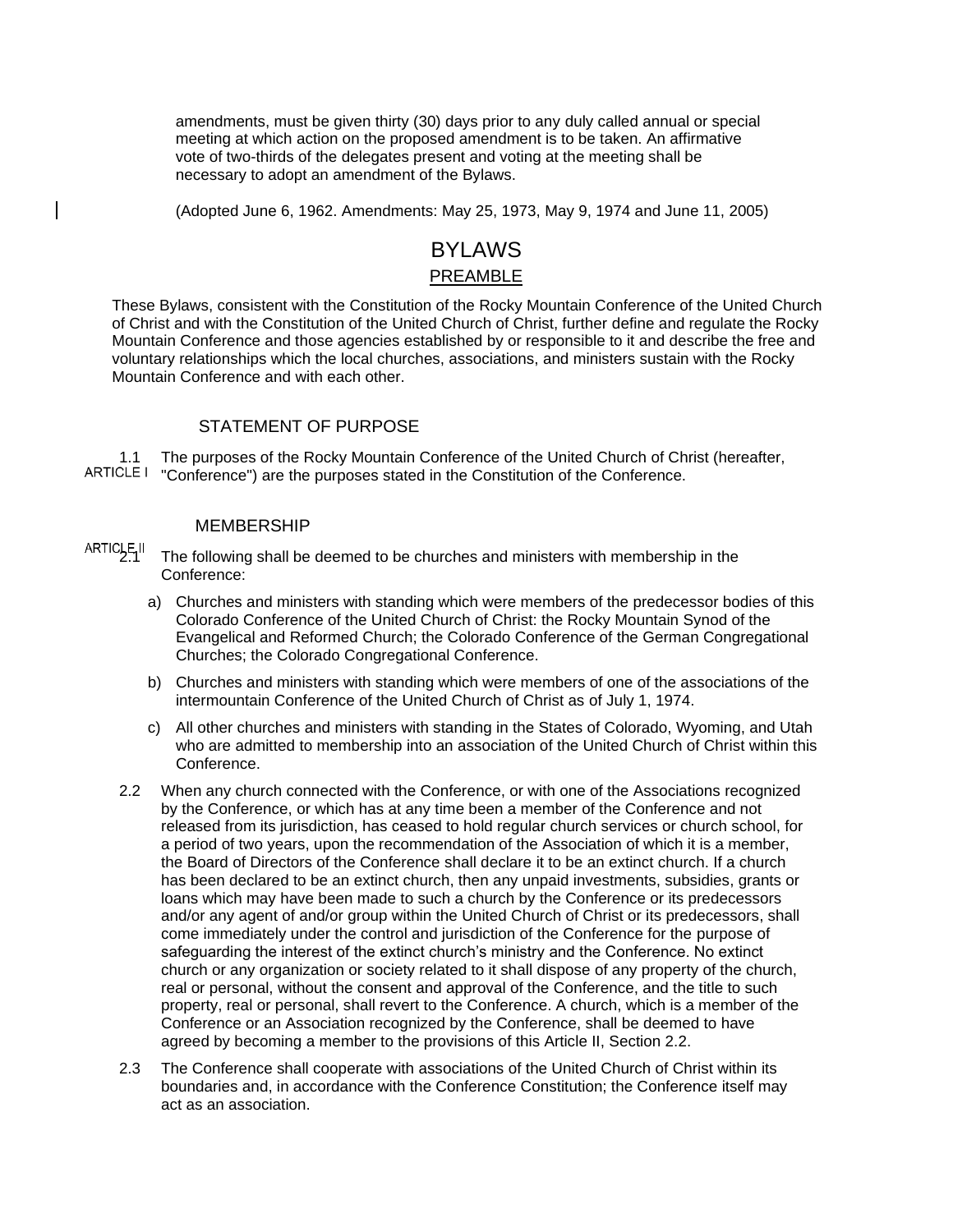amendments, must be given thirty (30) days prior to any duly called annual or special meeting at which action on the proposed amendment is to be taken. An affirmative vote of two-thirds of the delegates present and voting at the meeting shall be necessary to adopt an amendment of the Bylaws.

(Adopted June 6, 1962. Amendments: May 25, 1973, May 9, 1974 and June 11, 2005)

# BYLAWS

## PREAMBLE

These Bylaws, consistent with the Constitution of the Rocky Mountain Conference of the United Church of Christ and with the Constitution of the United Church of Christ, further define and regulate the Rocky Mountain Conference and those agencies established by or responsible to it and describe the free and voluntary relationships which the local churches, associations, and ministers sustain with the Rocky Mountain Conference and with each other.

## ARTICLE I

### STATEMENT OF PURPOSE

1.1 The purposes of the Rocky Mountain Conference of the United Church of Christ (hereafter, "Conference") are the purposes stated in the Constitution of the Conference.

## ARTICLE II

### MEMBERSHIP

2.1 The following shall be deemed to be churches and ministers with membership in the Conference:

a) Churches and ministers with standing which were members of the predecessor bodies of this Colorado Conference of the United Church of Christ: the Rocky Mountain Synod of the Evangelical and Reformed Church; the Colorado Conference of the German Congregational Churches; the Colorado Congregational Conference.

b) Churches and ministers with standing which were members of one of the associations of the intermountain Conference of the United Church of Christ as of July 1, 1974.

c) All other churches and ministers with standing in the States of Colorado, Wyoming, and Utah who are admitted to membership into an association of the United Church of Christ within this Conference.

2.2 When any church connected with the Conference, or with one of the Associations recognized by the Conference, or which has at any time been a member of the Conference and not released from its jurisdiction, has ceased to hold regular church services or church school, for a period of two years, upon the recommendation of the Association of which it is a member, the Board of Directors of the Conference shall declare it to be an extinct church. If a church has been declared to be an extinct church, then any unpaid investments, subsidies, grants or loans which may have been made to such a church by the Conference or its predecessors and/or any agent of and/or group within the United Church of Christ or its predecessors, shall come immediately under the control and jurisdiction of the Conference for the purpose of safeguarding the interest of the extinct church's ministry and the Conference. No extinct church or any organization or society related to it shall dispose of any property of the church, real or personal, without the consent and approval of the Conference, and the title to such property, real or personal, shall revert to the Conference. A church, which is a member of the Conference or an Association recognized by the Conference, shall be deemed to have agreed by becoming a member to the provisions of this Article II, Section 2.2.

2.3 The Conference shall cooperate with associations of the United Church of Christ within its boundaries and, in accordance with the Conference Constitution; the Conference itself may act as an association.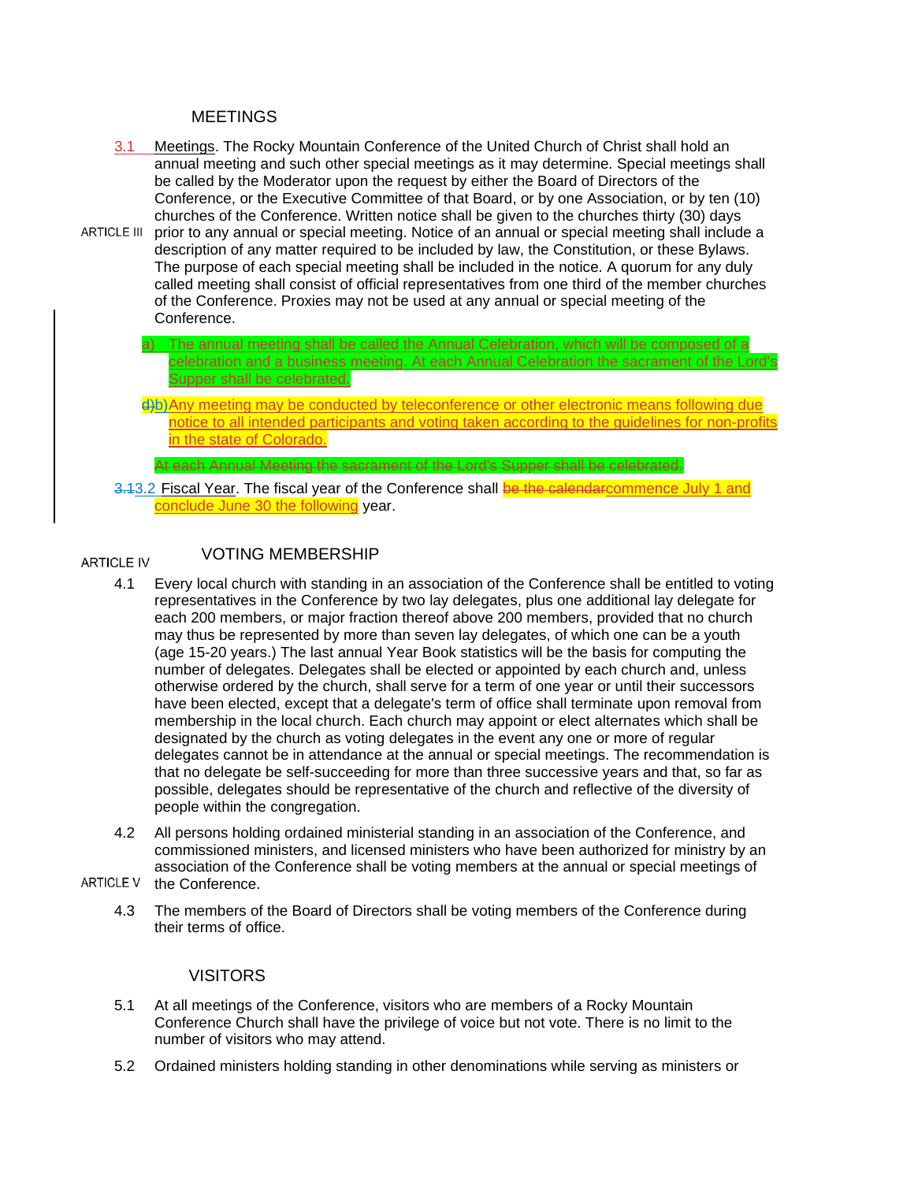## ARTICLE III

## MEETINGS

3.1 Meetings. The Rocky Mountain Conference of the United Church of Christ shall hold an annual meeting and such other special meetings as it may determine. Special meetings shall be called by the Moderator upon the request by either the Board of Directors of the Conference, or the Executive Committee of that Board, or by one Association, or by ten (10) churches of the Conference. Written notice shall be given to the churches thirty (30) days prior to any annual or special meeting. Notice of an annual or special meeting shall include a description of any matter required to be included by law, the Constitution, or these Bylaws. The purpose of each special meeting shall be included in the notice. A quorum for any duly called meeting shall consist of official representatives from one third of the member churches of the Conference. Proxies may not be used at any annual or special meeting of the Conference.

a) The annual meeting shall be called the Annual Celebration, which will be composed of a celebration and a business meeting. At each Annual Celebration the sacrament of the Lord's Supper shall be celebrated.

~~d)~~b) Any meeting may be conducted by teleconference or other electronic means following due notice to all intended participants and voting taken according to the guidelines for non-profits in the state of Colorado.

~~At each Annual Meeting the sacrament of the Lord's Supper shall be celebrated.~~

~~3.1~~3.2 Fiscal Year. The fiscal year of the Conference shall ~~be the calendar~~commence July 1 and conclude June 30 the following year.

## ARTICLE IV

## VOTING MEMBERSHIP

4.1 Every local church with standing in an association of the Conference shall be entitled to voting representatives in the Conference by two lay delegates, plus one additional lay delegate for each 200 members, or major fraction thereof above 200 members, provided that no church may thus be represented by more than seven lay delegates, of which one can be a youth (age 15-20 years.) The last annual Year Book statistics will be the basis for computing the number of delegates. Delegates shall be elected or appointed by each church and, unless otherwise ordered by the church, shall serve for a term of one year or until their successors have been elected, except that a delegate's term of office shall terminate upon removal from membership in the local church. Each church may appoint or elect alternates which shall be designated by the church as voting delegates in the event any one or more of regular delegates cannot be in attendance at the annual or special meetings. The recommendation is that no delegate be self-succeeding for more than three successive years and that, so far as possible, delegates should be representative of the church and reflective of the diversity of people within the congregation.

4.2 All persons holding ordained ministerial standing in an association of the Conference, and commissioned ministers, and licensed ministers who have been authorized for ministry by an association of the Conference shall be voting members at the annual or special meetings of the Conference.

4.3 The members of the Board of Directors shall be voting members of the Conference during their terms of office.

## ARTICLE V

## VISITORS

5.1 At all meetings of the Conference, visitors who are members of a Rocky Mountain Conference Church shall have the privilege of voice but not vote. There is no limit to the number of visitors who may attend.

5.2 Ordained ministers holding standing in other denominations while serving as ministers or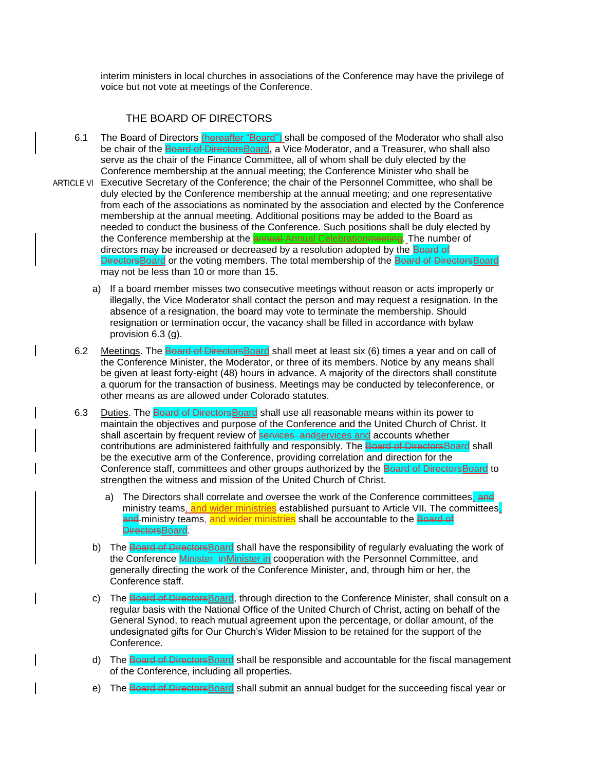interim ministers in local churches in associations of the Conference may have the privilege of voice but not vote at meetings of the Conference.

## ARTICLE VI

## THE BOARD OF DIRECTORS

6.1 The Board of Directors (hereafter "Board") shall be composed of the Moderator who shall also be chair of the ~~Board of Directors~~Board, a Vice Moderator, and a Treasurer, who shall also serve as the chair of the Finance Committee, all of whom shall be duly elected by the Conference membership at the annual meeting; the Conference Minister who shall be Executive Secretary of the Conference; the chair of the Personnel Committee, who shall be duly elected by the Conference membership at the annual meeting; and one representative from each of the associations as nominated by the association and elected by the Conference membership at the annual meeting. Additional positions may be added to the Board as needed to conduct the business of the Conference. Such positions shall be duly elected by the Conference membership at the ~~annual~~ Annual Celebration~~meeting~~. The number of directors may be increased or decreased by a resolution adopted by the ~~Board of Directors~~Board or the voting members. The total membership of the ~~Board of Directors~~Board may not be less than 10 or more than 15.

a) If a board member misses two consecutive meetings without reason or acts improperly or illegally, the Vice Moderator shall contact the person and may request a resignation. In the absence of a resignation, the board may vote to terminate the membership. Should resignation or termination occur, the vacancy shall be filled in accordance with bylaw provision 6.3 (g).

6.2 Meetings. The ~~Board of Directors~~Board shall meet at least six (6) times a year and on call of the Conference Minister, the Moderator, or three of its members. Notice by any means shall be given at least forty-eight (48) hours in advance. A majority of the directors shall constitute a quorum for the transaction of business. Meetings may be conducted by teleconference, or other means as are allowed under Colorado statutes.

6.3 Duties. The ~~Board of Directors~~Board shall use all reasonable means within its power to maintain the objectives and purpose of the Conference and the United Church of Christ. It shall ascertain by frequent review of ~~services  and~~services and accounts whether contributions are administered faithfully and responsibly. The ~~Board of Directors~~Board shall be the executive arm of the Conference, providing correlation and direction for the Conference staff, committees and other groups authorized by the ~~Board of Directors~~Board to strengthen the witness and mission of the United Church of Christ.

a) The Directors shall correlate and oversee the work of the Conference committees, ~~and~~ ministry teams, and wider ministries established pursuant to Article VII. The committees, ~~and~~ ministry teams, and wider ministries shall be accountable to the ~~Board of Directors~~Board.

b) The ~~Board of Directors~~Board shall have the responsibility of regularly evaluating the work of the Conference ~~Minister  in~~Minister in cooperation with the Personnel Committee, and generally directing the work of the Conference Minister, and, through him or her, the Conference staff.

c) The ~~Board of Directors~~Board, through direction to the Conference Minister, shall consult on a regular basis with the National Office of the United Church of Christ, acting on behalf of the General Synod, to reach mutual agreement upon the percentage, or dollar amount, of the undesignated gifts for Our Church's Wider Mission to be retained for the support of the Conference.

d) The ~~Board of Directors~~Board shall be responsible and accountable for the fiscal management of the Conference, including all properties.

e) The ~~Board of Directors~~Board shall submit an annual budget for the succeeding fiscal year or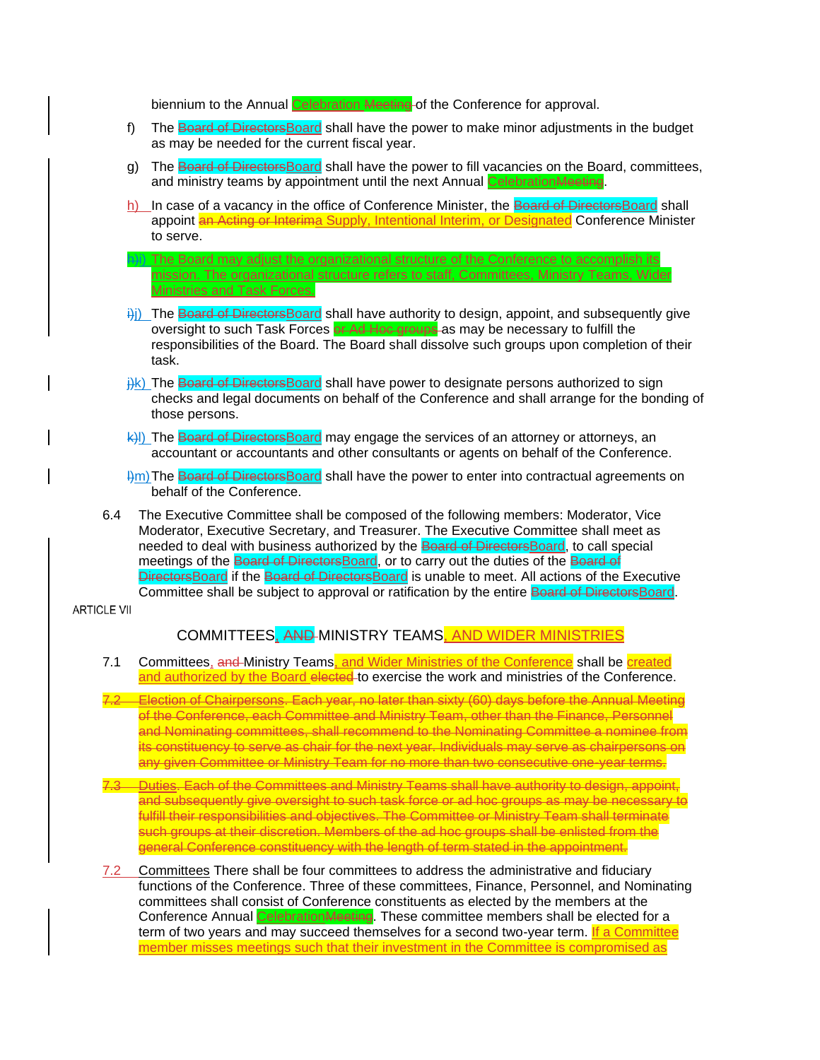biennium to the Annual ~~Celebration Meeting~~ of the Conference for approval.

f) The ~~Board of Directors~~Board shall have the power to make minor adjustments in the budget as may be needed for the current fiscal year.

g) The ~~Board of Directors~~Board shall have the power to fill vacancies on the Board, committees, and ministry teams by appointment until the next Annual Celebration~~Meeting~~.

h) In case of a vacancy in the office of Conference Minister, the ~~Board of Directors~~Board shall appoint ~~an Acting or Interim~~a Supply, Intentional Interim, or Designated Conference Minister to serve.

~~h)~~i) The Board may adjust the organizational structure of the Conference to accomplish its mission. The organizational structure refers to staff, Committees, Ministry Teams, Wider Ministries and Task Forces.

~~i)~~j) The ~~Board of Directors~~Board shall have authority to design, appoint, and subsequently give oversight to such Task Forces ~~or Ad Hoc groups~~ as may be necessary to fulfill the responsibilities of the Board. The Board shall dissolve such groups upon completion of their task.

~~j)~~k) The ~~Board of Directors~~Board shall have power to designate persons authorized to sign checks and legal documents on behalf of the Conference and shall arrange for the bonding of those persons.

~~k)~~l) The ~~Board of Directors~~Board may engage the services of an attorney or attorneys, an accountant or accountants and other consultants or agents on behalf of the Conference.

~~l)~~m) The ~~Board of Directors~~Board shall have the power to enter into contractual agreements on behalf of the Conference.

6.4 The Executive Committee shall be composed of the following members: Moderator, Vice Moderator, Executive Secretary, and Treasurer. The Executive Committee shall meet as needed to deal with business authorized by the ~~Board of Directors~~Board, to call special meetings of the ~~Board of Directors~~Board, or to carry out the duties of the ~~Board of Directors~~Board if the ~~Board of Directors~~Board is unable to meet. All actions of the Executive Committee shall be subject to approval or ratification by the entire ~~Board of Directors~~Board.

ARTICLE VII

## COMMITTEES, ~~AND~~ MINISTRY TEAMS, AND WIDER MINISTRIES

7.1 Committees, ~~and~~ Ministry Teams, and Wider Ministries of the Conference shall be created and authorized by the Board ~~elected~~ to exercise the work and ministries of the Conference.

~~7.2 Election of Chairpersons. Each year, no later than sixty (60) days before the Annual Meeting of the Conference, each Committee and Ministry Team, other than the Finance, Personnel and Nominating committees, shall recommend to the Nominating Committee a nominee from its constituency to serve as chair for the next year. Individuals may serve as chairpersons on any given Committee or Ministry Team for no more than two consecutive one-year terms.~~

~~7.3 Duties. Each of the Committees and Ministry Teams shall have authority to design, appoint, and subsequently give oversight to such task force or ad hoc groups as may be necessary to fulfill their responsibilities and objectives. The Committee or Ministry Team shall terminate such groups at their discretion. Members of the ad hoc groups shall be enlisted from the general Conference constituency with the length of term stated in the appointment.~~

7.2 Committees There shall be four committees to address the administrative and fiduciary functions of the Conference. Three of these committees, Finance, Personnel, and Nominating committees shall consist of Conference constituents as elected by the members at the Conference Annual Celebration~~Meeting~~. These committee members shall be elected for a term of two years and may succeed themselves for a second two-year term. If a Committee member misses meetings such that their investment in the Committee is compromised as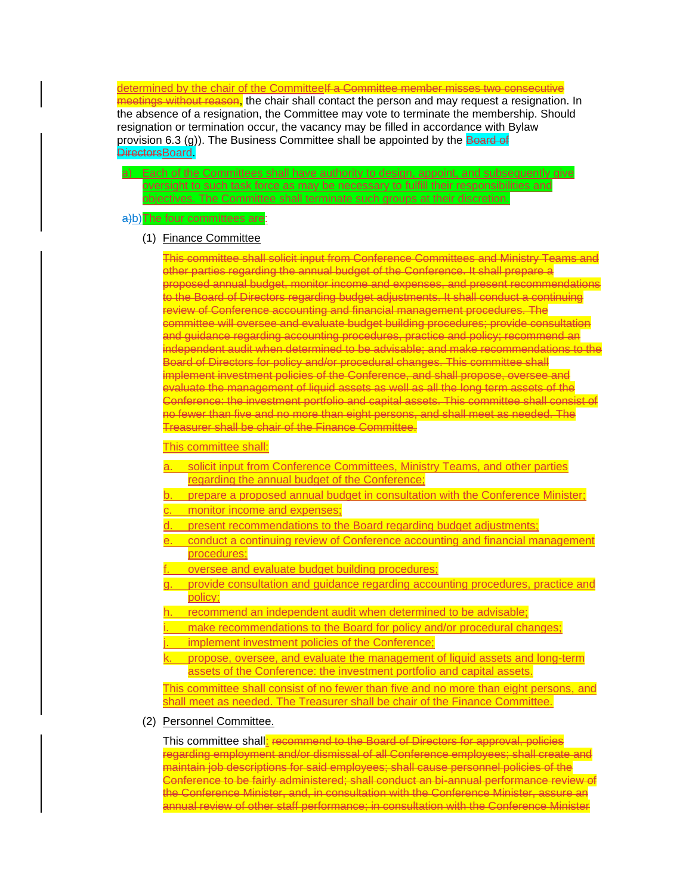determined by the chair of the CommitteeIf a Committee member misses two consecutive meetings without reason, the chair shall contact the person and may request a resignation. In the absence of a resignation, the Committee may vote to terminate the membership. Should resignation or termination occur, the vacancy may be filled in accordance with Bylaw provision 6.3 (g)). The Business Committee shall be appointed by the Board of DirectorsBoard.

a) Each of the Committees shall have authority to design, appoint, and subsequently give oversight to such task force as may be necessary to fulfill their responsibilities and objectives. The Committee shall terminate such groups at their discretion.

a)b) The four committees are:

(1) Finance Committee

This committee shall solicit input from Conference Committees and Ministry Teams and other parties regarding the annual budget of the Conference. It shall prepare a proposed annual budget, monitor income and expenses, and present recommendations to the Board of Directors regarding budget adjustments. It shall conduct a continuing review of Conference accounting and financial management procedures. The committee will oversee and evaluate budget building procedures; provide consultation and guidance regarding accounting procedures, practice and policy; recommend an independent audit when determined to be advisable; and make recommendations to the Board of Directors for policy and/or procedural changes. This committee shall implement investment policies of the Conference, and shall propose, oversee and evaluate the management of liquid assets as well as all the long term assets of the Conference: the investment portfolio and capital assets. This committee shall consist of no fewer than five and no more than eight persons, and shall meet as needed. The Treasurer shall be chair of the Finance Committee.

This committee shall:

a. solicit input from Conference Committees, Ministry Teams, and other parties regarding the annual budget of the Conference;
b. prepare a proposed annual budget in consultation with the Conference Minister;
c. monitor income and expenses;
d. present recommendations to the Board regarding budget adjustments;
e. conduct a continuing review of Conference accounting and financial management procedures;
f. oversee and evaluate budget building procedures;
g. provide consultation and guidance regarding accounting procedures, practice and policy;
h. recommend an independent audit when determined to be advisable;
i. make recommendations to the Board for policy and/or procedural changes;
j. implement investment policies of the Conference;
k. propose, oversee, and evaluate the management of liquid assets and long-term assets of the Conference: the investment portfolio and capital assets.

This committee shall consist of no fewer than five and no more than eight persons, and shall meet as needed. The Treasurer shall be chair of the Finance Committee.

(2) Personnel Committee.

This committee shall: recommend to the Board of Directors for approval, policies regarding employment and/or dismissal of all Conference employees; shall create and maintain job descriptions for said employees; shall cause personnel policies of the Conference to be fairly administered; shall conduct an bi-annual performance review of the Conference Minister, and, in consultation with the Conference Minister, assure an annual review of other staff performance; in consultation with the Conference Minister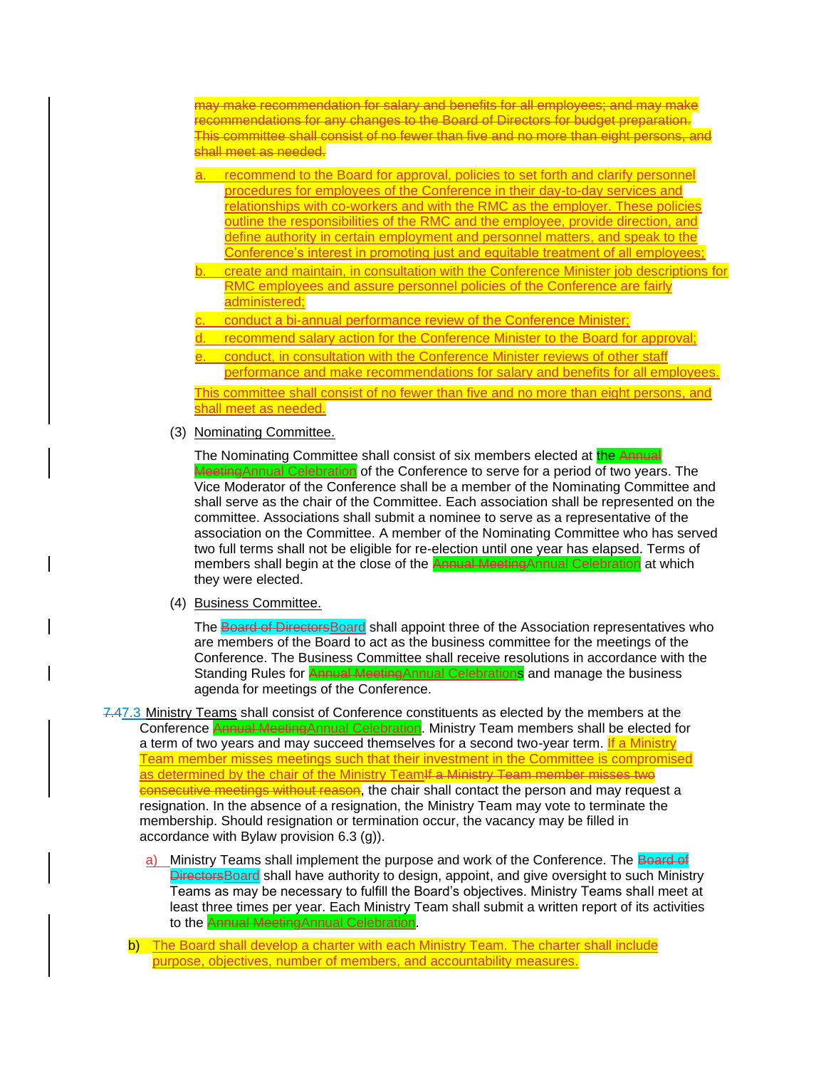~~may make recommendation for salary and benefits for all employees; and may make recommendations for any changes to the Board of Directors for budget preparation. This committee shall consist of no fewer than five and no more than eight persons, and shall meet as needed.~~

a. recommend to the Board for approval, policies to set forth and clarify personnel procedures for employees of the Conference in their day-to-day services and relationships with co-workers and with the RMC as the employer. These policies outline the responsibilities of the RMC and the employee, provide direction, and define authority in certain employment and personnel matters, and speak to the Conference's interest in promoting just and equitable treatment of all employees;

b. create and maintain, in consultation with the Conference Minister job descriptions for RMC employees and assure personnel policies of the Conference are fairly administered;

c. conduct a bi-annual performance review of the Conference Minister;

d. recommend salary action for the Conference Minister to the Board for approval;

e. conduct, in consultation with the Conference Minister reviews of other staff performance and make recommendations for salary and benefits for all employees.

This committee shall consist of no fewer than five and no more than eight persons, and shall meet as needed.

(3) Nominating Committee.

The Nominating Committee shall consist of six members elected at the ~~Annual Meeting~~Annual Celebration of the Conference to serve for a period of two years. The Vice Moderator of the Conference shall be a member of the Nominating Committee and shall serve as the chair of the Committee. Each association shall be represented on the committee. Associations shall submit a nominee to serve as a representative of the association on the Committee. A member of the Nominating Committee who has served two full terms shall not be eligible for re-election until one year has elapsed. Terms of members shall begin at the close of the ~~Annual Meeting~~Annual Celebration at which they were elected.

(4) Business Committee.

The ~~Board of Directors~~Board shall appoint three of the Association representatives who are members of the Board to act as the business committee for the meetings of the Conference. The Business Committee shall receive resolutions in accordance with the Standing Rules for ~~Annual Meeting~~Annual Celebrations and manage the business agenda for meetings of the Conference.

~~7.4~~7.3 Ministry Teams shall consist of Conference constituents as elected by the members at the Conference ~~Annual Meeting~~Annual Celebration. Ministry Team members shall be elected for a term of two years and may succeed themselves for a second two-year term. If a Ministry Team member misses meetings such that their investment in the Committee is compromised as determined by the chair of the Ministry Team~~If a Ministry Team member misses two consecutive meetings without reason~~, the chair shall contact the person and may request a resignation. In the absence of a resignation, the Ministry Team may vote to terminate the membership. Should resignation or termination occur, the vacancy may be filled in accordance with Bylaw provision 6.3 (g)).

a) Ministry Teams shall implement the purpose and work of the Conference. The ~~Board of Directors~~Board shall have authority to design, appoint, and give oversight to such Ministry Teams as may be necessary to fulfill the Board's objectives. Ministry Teams shall meet at least three times per year. Each Ministry Team shall submit a written report of its activities to the ~~Annual Meeting~~Annual Celebration.

b) The Board shall develop a charter with each Ministry Team. The charter shall include purpose, objectives, number of members, and accountability measures.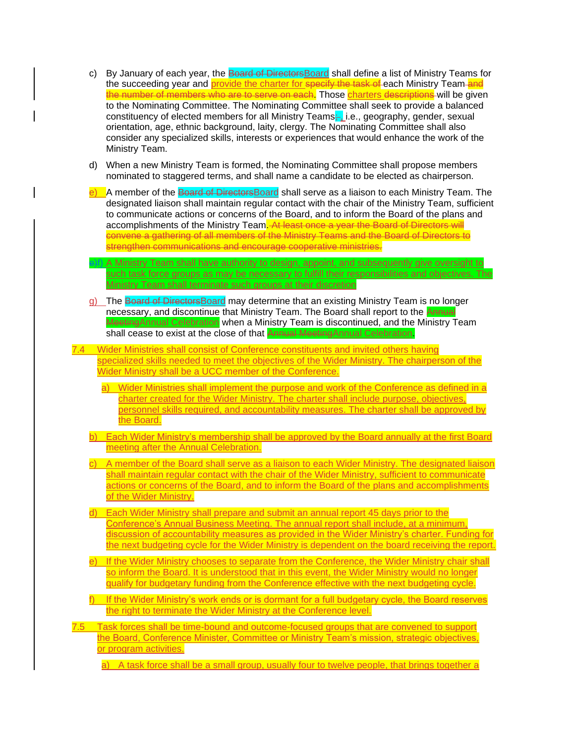c) By January of each year, the ~~Board of Directors~~Board shall define a list of Ministry Teams for the succeeding year and provide the charter for ~~specify the task of~~ each Ministry Team ~~and the number of members who are to serve on each~~. Those charters ~~descriptions~~ will be given to the Nominating Committee. The Nominating Committee shall seek to provide a balanced constituency of elected members for all Ministry Teams~~;~~, i.e., geography, gender, sexual orientation, age, ethnic background, laity, clergy. The Nominating Committee shall also consider any specialized skills, interests or experiences that would enhance the work of the Ministry Team.

d) When a new Ministry Team is formed, the Nominating Committee shall propose members nominated to staggered terms, and shall name a candidate to be elected as chairperson.

e) A member of the ~~Board of Directors~~Board shall serve as a liaison to each Ministry Team. The designated liaison shall maintain regular contact with the chair of the Ministry Team, sufficient to communicate actions or concerns of the Board, and to inform the Board of the plans and accomplishments of the Ministry Team. ~~At least once a year the Board of Directors will convene a gathering of all members of the Ministry Teams and the Board of Directors to strengthen communications and encourage cooperative ministries.~~

~~e)~~f) A Ministry Team shall have authority to design, appoint, and subsequently give oversight to such task force groups as may be necessary to fulfill their responsibilities and objectives. The Ministry Team shall terminate such groups at their discretion

g) The ~~Board of Directors~~Board may determine that an existing Ministry Team is no longer necessary, and discontinue that Ministry Team. The Board shall report to the ~~Annual Meeting~~Annual Celebration when a Ministry Team is discontinued, and the Ministry Team shall cease to exist at the close of that ~~Annual Meeting~~Annual Celebration.

7.4 Wider Ministries shall consist of Conference constituents and invited others having specialized skills needed to meet the objectives of the Wider Ministry. The chairperson of the Wider Ministry shall be a UCC member of the Conference.

a) Wider Ministries shall implement the purpose and work of the Conference as defined in a charter created for the Wider Ministry. The charter shall include purpose, objectives, personnel skills required, and accountability measures. The charter shall be approved by the Board.

b) Each Wider Ministry's membership shall be approved by the Board annually at the first Board meeting after the Annual Celebration.

c) A member of the Board shall serve as a liaison to each Wider Ministry. The designated liaison shall maintain regular contact with the chair of the Wider Ministry, sufficient to communicate actions or concerns of the Board, and to inform the Board of the plans and accomplishments of the Wider Ministry.

d) Each Wider Ministry shall prepare and submit an annual report 45 days prior to the Conference's Annual Business Meeting. The annual report shall include, at a minimum, discussion of accountability measures as provided in the Wider Ministry's charter. Funding for the next budgeting cycle for the Wider Ministry is dependent on the board receiving the report.

e) If the Wider Ministry chooses to separate from the Conference, the Wider Ministry chair shall so inform the Board. It is understood that in this event, the Wider Ministry would no longer qualify for budgetary funding from the Conference effective with the next budgeting cycle.

f) If the Wider Ministry's work ends or is dormant for a full budgetary cycle, the Board reserves the right to terminate the Wider Ministry at the Conference level.

7.5 Task forces shall be time-bound and outcome-focused groups that are convened to support the Board, Conference Minister, Committee or Ministry Team's mission, strategic objectives, or program activities.

a) A task force shall be a small group, usually four to twelve people, that brings together a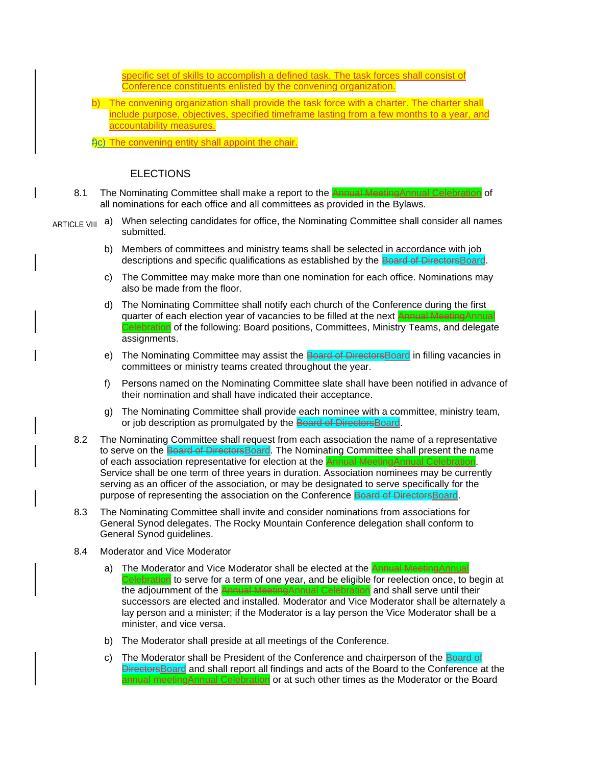specific set of skills to accomplish a defined task. The task forces shall consist of Conference constituents enlisted by the convening organization.

b) The convening organization shall provide the task force with a charter. The charter shall include purpose, objectives, specified timeframe lasting from a few months to a year, and accountability measures.

~~f)~~c) The convening entity shall appoint the chair.

## ARTICLE VIII ELECTIONS

8.1 The Nominating Committee shall make a report to the ~~Annual Meeting~~Annual Celebration of all nominations for each office and all committees as provided in the Bylaws.

a) When selecting candidates for office, the Nominating Committee shall consider all names submitted.

b) Members of committees and ministry teams shall be selected in accordance with job descriptions and specific qualifications as established by the ~~Board of Directors~~Board.

c) The Committee may make more than one nomination for each office. Nominations may also be made from the floor.

d) The Nominating Committee shall notify each church of the Conference during the first quarter of each election year of vacancies to be filled at the next ~~Annual Meeting~~Annual Celebration of the following: Board positions, Committees, Ministry Teams, and delegate assignments.

e) The Nominating Committee may assist the ~~Board of Directors~~Board in filling vacancies in committees or ministry teams created throughout the year.

f) Persons named on the Nominating Committee slate shall have been notified in advance of their nomination and shall have indicated their acceptance.

g) The Nominating Committee shall provide each nominee with a committee, ministry team, or job description as promulgated by the ~~Board of Directors~~Board.

8.2 The Nominating Committee shall request from each association the name of a representative to serve on the ~~Board of Directors~~Board. The Nominating Committee shall present the name of each association representative for election at the ~~Annual Meeting~~Annual Celebration. Service shall be one term of three years in duration. Association nominees may be currently serving as an officer of the association, or may be designated to serve specifically for the purpose of representing the association on the Conference ~~Board of Directors~~Board.

8.3 The Nominating Committee shall invite and consider nominations from associations for General Synod delegates. The Rocky Mountain Conference delegation shall conform to General Synod guidelines.

8.4 Moderator and Vice Moderator

a) The Moderator and Vice Moderator shall be elected at the ~~Annual Meeting~~Annual Celebration to serve for a term of one year, and be eligible for reelection once, to begin at the adjournment of the ~~Annual Meeting~~Annual Celebration and shall serve until their successors are elected and installed. Moderator and Vice Moderator shall be alternately a lay person and a minister; if the Moderator is a lay person the Vice Moderator shall be a minister, and vice versa.

b) The Moderator shall preside at all meetings of the Conference.

c) The Moderator shall be President of the Conference and chairperson of the ~~Board of Directors~~Board and shall report all findings and acts of the Board to the Conference at the ~~annual meeting~~Annual Celebration or at such other times as the Moderator or the Board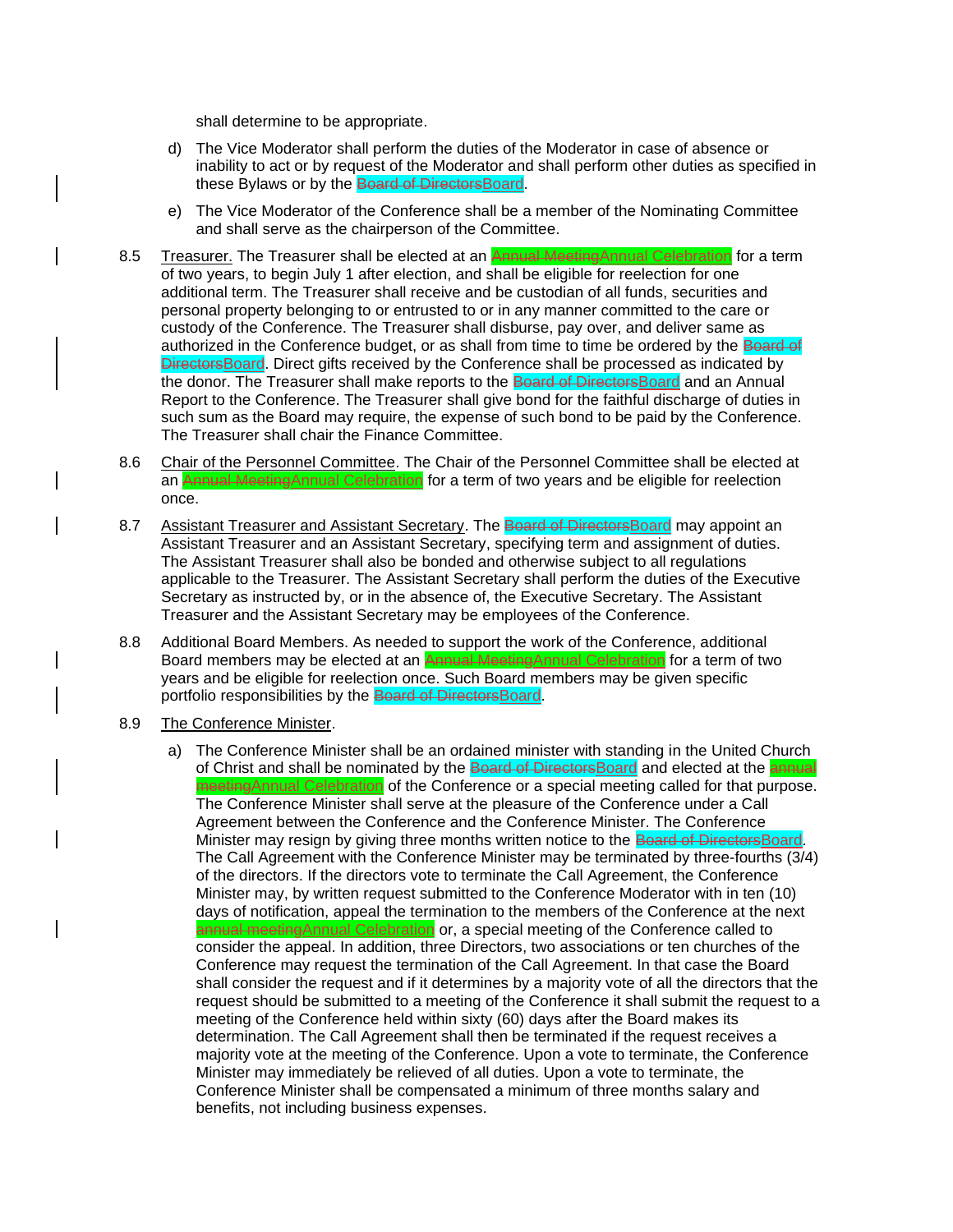shall determine to be appropriate.

d) The Vice Moderator shall perform the duties of the Moderator in case of absence or inability to act or by request of the Moderator and shall perform other duties as specified in these Bylaws or by the ~~Board of Directors~~Board.

e) The Vice Moderator of the Conference shall be a member of the Nominating Committee and shall serve as the chairperson of the Committee.

8.5 Treasurer. The Treasurer shall be elected at an ~~Annual Meeting~~Annual Celebration for a term of two years, to begin July 1 after election, and shall be eligible for reelection for one additional term. The Treasurer shall receive and be custodian of all funds, securities and personal property belonging to or entrusted to or in any manner committed to the care or custody of the Conference. The Treasurer shall disburse, pay over, and deliver same as authorized in the Conference budget, or as shall from time to time be ordered by the ~~Board of Directors~~Board. Direct gifts received by the Conference shall be processed as indicated by the donor. The Treasurer shall make reports to the ~~Board of Directors~~Board and an Annual Report to the Conference. The Treasurer shall give bond for the faithful discharge of duties in such sum as the Board may require, the expense of such bond to be paid by the Conference. The Treasurer shall chair the Finance Committee.

8.6 Chair of the Personnel Committee. The Chair of the Personnel Committee shall be elected at an ~~Annual Meeting~~Annual Celebration for a term of two years and be eligible for reelection once.

8.7 Assistant Treasurer and Assistant Secretary. The ~~Board of Directors~~Board may appoint an Assistant Treasurer and an Assistant Secretary, specifying term and assignment of duties. The Assistant Treasurer shall also be bonded and otherwise subject to all regulations applicable to the Treasurer. The Assistant Secretary shall perform the duties of the Executive Secretary as instructed by, or in the absence of, the Executive Secretary. The Assistant Treasurer and the Assistant Secretary may be employees of the Conference.

8.8 Additional Board Members. As needed to support the work of the Conference, additional Board members may be elected at an ~~Annual Meeting~~Annual Celebration for a term of two years and be eligible for reelection once. Such Board members may be given specific portfolio responsibilities by the ~~Board of Directors~~Board.

8.9 The Conference Minister.

a) The Conference Minister shall be an ordained minister with standing in the United Church of Christ and shall be nominated by the ~~Board of Directors~~Board and elected at the ~~annual meeting~~Annual Celebration of the Conference or a special meeting called for that purpose. The Conference Minister shall serve at the pleasure of the Conference under a Call Agreement between the Conference and the Conference Minister. The Conference Minister may resign by giving three months written notice to the ~~Board of Directors~~Board. The Call Agreement with the Conference Minister may be terminated by three-fourths (3/4) of the directors. If the directors vote to terminate the Call Agreement, the Conference Minister may, by written request submitted to the Conference Moderator with in ten (10) days of notification, appeal the termination to the members of the Conference at the next ~~annual meeting~~Annual Celebration or, a special meeting of the Conference called to consider the appeal. In addition, three Directors, two associations or ten churches of the Conference may request the termination of the Call Agreement. In that case the Board shall consider the request and if it determines by a majority vote of all the directors that the request should be submitted to a meeting of the Conference it shall submit the request to a meeting of the Conference held within sixty (60) days after the Board makes its determination. The Call Agreement shall then be terminated if the request receives a majority vote at the meeting of the Conference. Upon a vote to terminate, the Conference Minister may immediately be relieved of all duties. Upon a vote to terminate, the Conference Minister shall be compensated a minimum of three months salary and benefits, not including business expenses.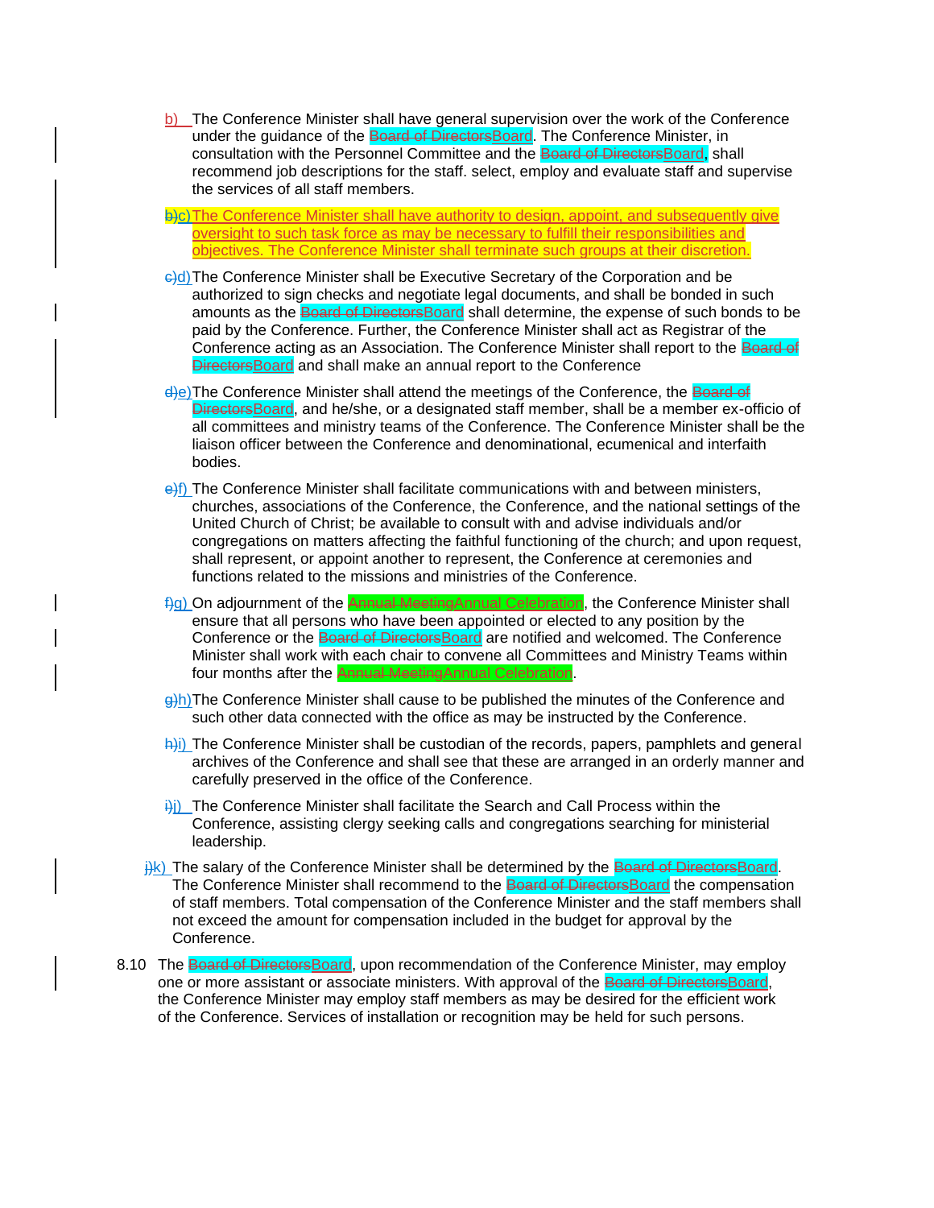b) The Conference Minister shall have general supervision over the work of the Conference under the guidance of the ~~Board of Directors~~Board. The Conference Minister, in consultation with the Personnel Committee and the ~~Board of Directors~~Board, shall recommend job descriptions for the staff. select, employ and evaluate staff and supervise the services of all staff members.

~~b)~~c) The Conference Minister shall have authority to design, appoint, and subsequently give oversight to such task force as may be necessary to fulfill their responsibilities and objectives. The Conference Minister shall terminate such groups at their discretion.

~~c)~~d) The Conference Minister shall be Executive Secretary of the Corporation and be authorized to sign checks and negotiate legal documents, and shall be bonded in such amounts as the ~~Board of Directors~~Board shall determine, the expense of such bonds to be paid by the Conference. Further, the Conference Minister shall act as Registrar of the Conference acting as an Association. The Conference Minister shall report to the ~~Board of Directors~~Board and shall make an annual report to the Conference

~~d)~~e) The Conference Minister shall attend the meetings of the Conference, the ~~Board of Directors~~Board, and he/she, or a designated staff member, shall be a member ex-officio of all committees and ministry teams of the Conference. The Conference Minister shall be the liaison officer between the Conference and denominational, ecumenical and interfaith bodies.

~~e)~~f) The Conference Minister shall facilitate communications with and between ministers, churches, associations of the Conference, the Conference, and the national settings of the United Church of Christ; be available to consult with and advise individuals and/or congregations on matters affecting the faithful functioning of the church; and upon request, shall represent, or appoint another to represent, the Conference at ceremonies and functions related to the missions and ministries of the Conference.

~~f)~~g) On adjournment of the ~~Annual Meeting~~Annual Celebration, the Conference Minister shall ensure that all persons who have been appointed or elected to any position by the Conference or the ~~Board of Directors~~Board are notified and welcomed. The Conference Minister shall work with each chair to convene all Committees and Ministry Teams within four months after the ~~Annual Meeting~~Annual Celebration.

~~g)~~h) The Conference Minister shall cause to be published the minutes of the Conference and such other data connected with the office as may be instructed by the Conference.

~~h)~~i) The Conference Minister shall be custodian of the records, papers, pamphlets and general archives of the Conference and shall see that these are arranged in an orderly manner and carefully preserved in the office of the Conference.

~~i)~~j) The Conference Minister shall facilitate the Search and Call Process within the Conference, assisting clergy seeking calls and congregations searching for ministerial leadership.

~~j)~~k) The salary of the Conference Minister shall be determined by the ~~Board of Directors~~Board. The Conference Minister shall recommend to the ~~Board of Directors~~Board the compensation of staff members. Total compensation of the Conference Minister and the staff members shall not exceed the amount for compensation included in the budget for approval by the Conference.

8.10 The ~~Board of Directors~~Board, upon recommendation of the Conference Minister, may employ one or more assistant or associate ministers. With approval of the ~~Board of Directors~~Board, the Conference Minister may employ staff members as may be desired for the efficient work of the Conference. Services of installation or recognition may be held for such persons.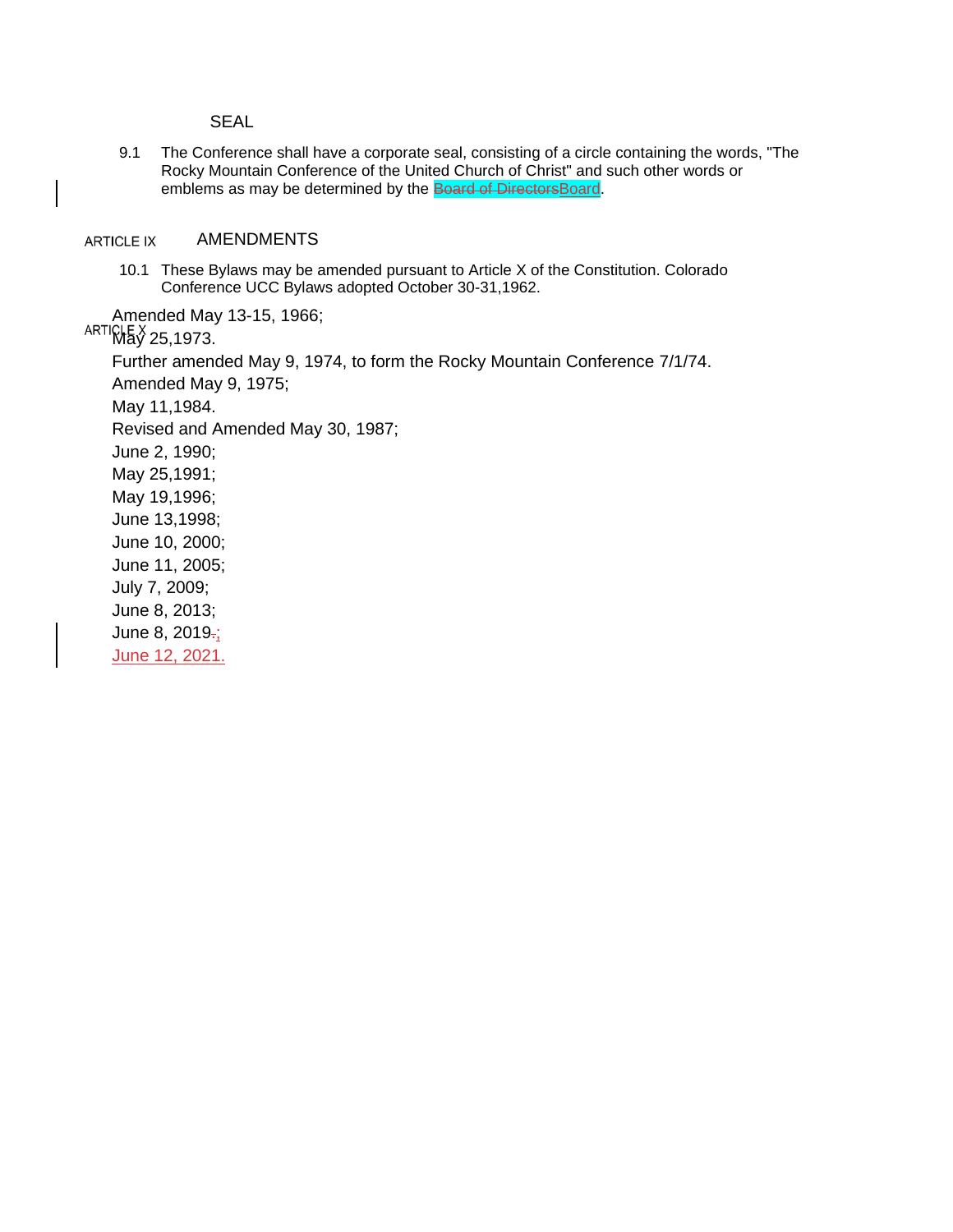SEAL

9.1 The Conference shall have a corporate seal, consisting of a circle containing the words, "The Rocky Mountain Conference of the United Church of Christ" and such other words or emblems as may be determined by the ~~Board of Directors~~Board.

ARTICLE IX AMENDMENTS

10.1 These Bylaws may be amended pursuant to Article X of the Constitution. Colorado Conference UCC Bylaws adopted October 30-31,1962.

ARTICLE X

Amended May 13-15, 1966;
May 25,1973.
Further amended May 9, 1974, to form the Rocky Mountain Conference 7/1/74.
Amended May 9, 1975;
May 11,1984.
Revised and Amended May 30, 1987;
June 2, 1990;
May 25,1991;
May 19,1996;
June 13,1998;
June 10, 2000;
June 11, 2005;
July 7, 2009;
June 8, 2013;
June 8, 2019~~.~~;
June 12, 2021.